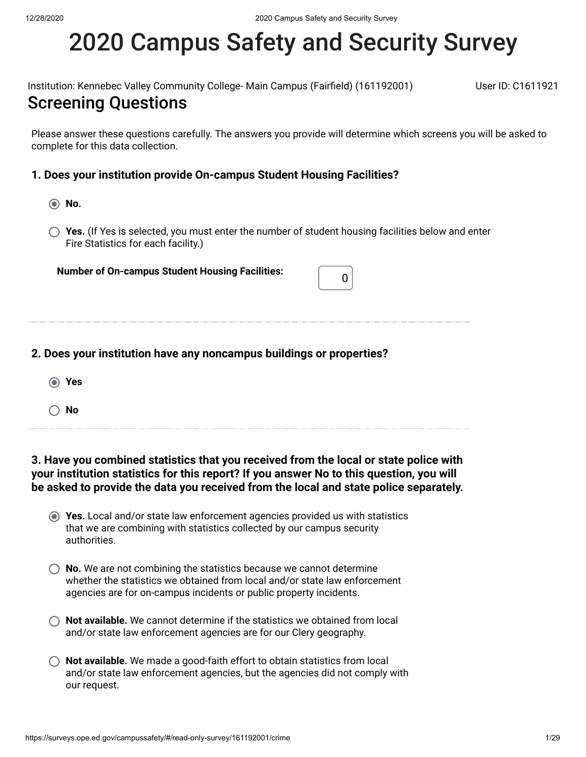# 2020 Campus Safety and Security Survey

Institution: Kennebec Valley Community College- Main Campus (Fairfield) (161192001) User ID: C1611921

## Screening Questions

Please answer these questions carefully. The answers you provide will determine which screens you will be asked to complete for this data collection.

**1. Does your institution provide On-campus Student Housing Facilities?**

- (◉) **No.**
- ( ) **Yes.** (If Yes is selected, you must enter the number of student housing facilities below and enter Fire Statistics for each facility.)

**Number of On-campus Student Housing Facilities:** 0

---

**2. Does your institution have any noncampus buildings or properties?**

- (◉) **Yes**
- ( ) **No**

---

**3. Have you combined statistics that you received from the local or state police with your institution statistics for this report? If you answer No to this question, you will be asked to provide the data you received from the local and state police separately.**

- (◉) **Yes.** Local and/or state law enforcement agencies provided us with statistics that we are combining with statistics collected by our campus security authorities.
- ( ) **No.** We are not combining the statistics because we cannot determine whether the statistics we obtained from local and/or state law enforcement agencies are for on-campus incidents or public property incidents.
- ( ) **Not available.** We cannot determine if the statistics we obtained from local and/or state law enforcement agencies are for our Clery geography.
- ( ) **Not available.** We made a good-faith effort to obtain statistics from local and/or state law enforcement agencies, but the agencies did not comply with our request.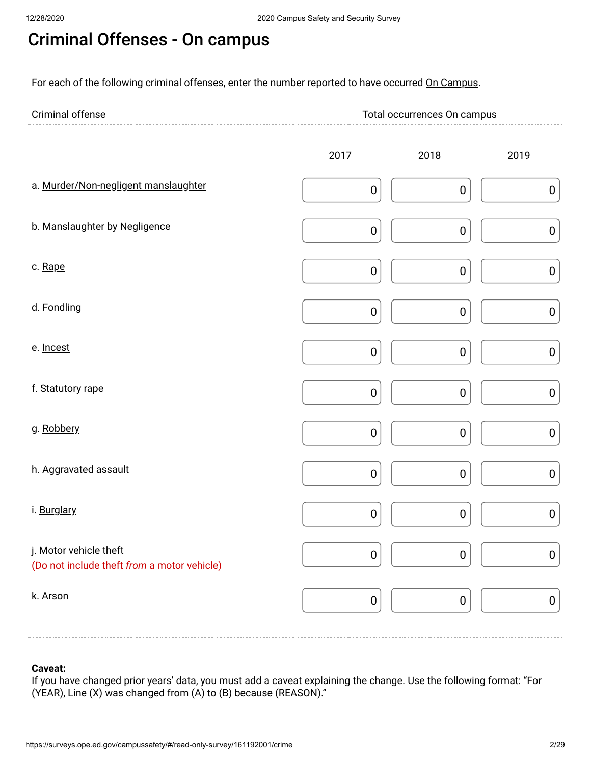# Criminal Offenses - On campus

For each of the following criminal offenses, enter the number reported to have occurred On Campus.

| Criminal offense | Total occurrences On campus | | |
|---|---|---|---|
| | 2017 | 2018 | 2019 |
| a. Murder/Non-negligent manslaughter | 0 | 0 | 0 |
| b. Manslaughter by Negligence | 0 | 0 | 0 |
| c. Rape | 0 | 0 | 0 |
| d. Fondling | 0 | 0 | 0 |
| e. Incest | 0 | 0 | 0 |
| f. Statutory rape | 0 | 0 | 0 |
| g. Robbery | 0 | 0 | 0 |
| h. Aggravated assault | 0 | 0 | 0 |
| i. Burglary | 0 | 0 | 0 |
| j. Motor vehicle theft (Do not include theft *from* a motor vehicle) | 0 | 0 | 0 |
| k. Arson | 0 | 0 | 0 |

**Caveat:**
If you have changed prior years' data, you must add a caveat explaining the change. Use the following format: "For (YEAR), Line (X) was changed from (A) to (B) because (REASON)."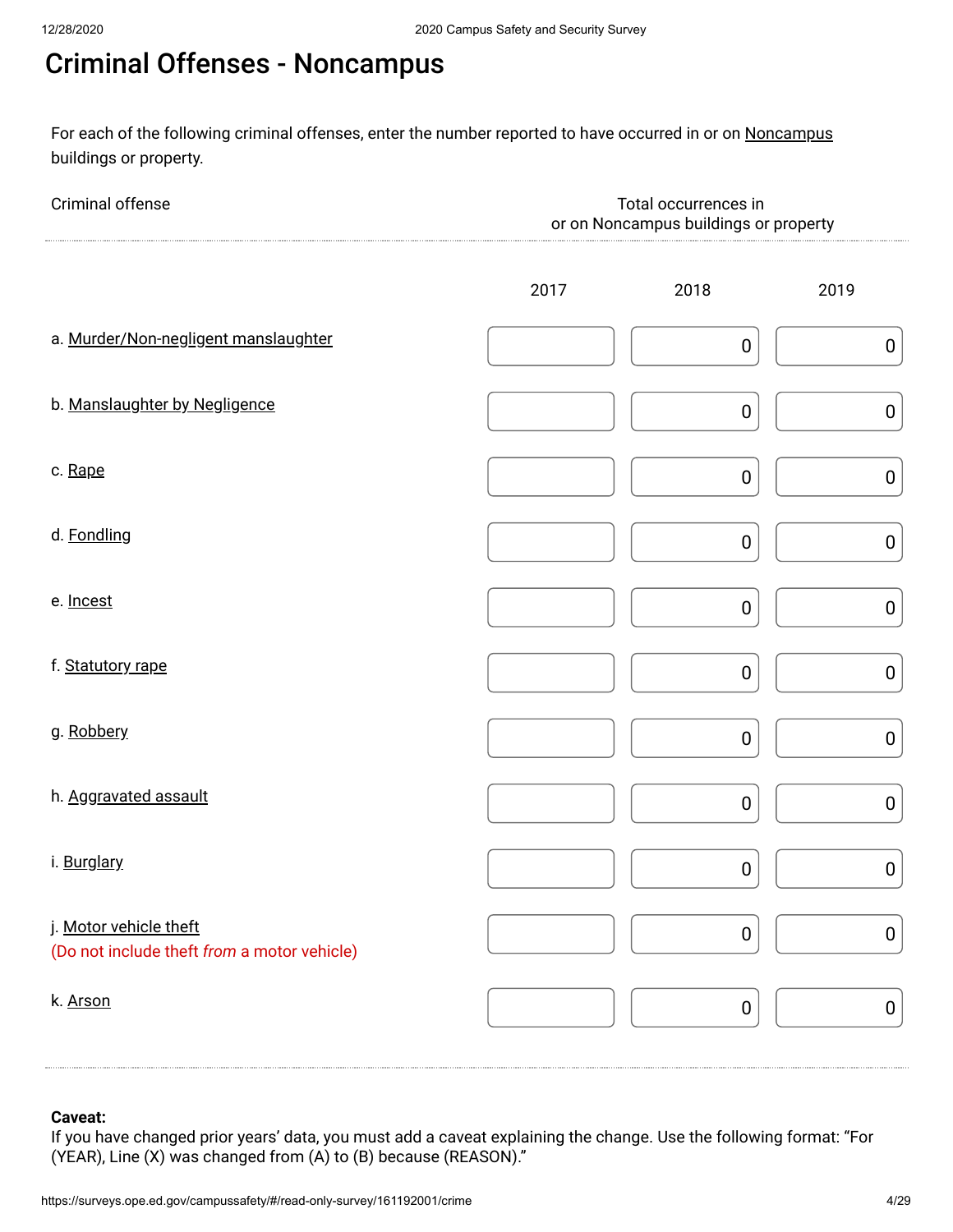# Criminal Offenses - Noncampus

For each of the following criminal offenses, enter the number reported to have occurred in or on Noncampus buildings or property.

| Criminal offense | Total occurrences in or on Noncampus buildings or property | | |
|---|---|---|---|
| | 2017 | 2018 | 2019 |
| a. Murder/Non-negligent manslaughter | | 0 | 0 |
| b. Manslaughter by Negligence | | 0 | 0 |
| c. Rape | | 0 | 0 |
| d. Fondling | | 0 | 0 |
| e. Incest | | 0 | 0 |
| f. Statutory rape | | 0 | 0 |
| g. Robbery | | 0 | 0 |
| h. Aggravated assault | | 0 | 0 |
| i. Burglary | | 0 | 0 |
| j. Motor vehicle theft (Do not include theft *from* a motor vehicle) | | 0 | 0 |
| k. Arson | | 0 | 0 |

**Caveat:**
If you have changed prior years' data, you must add a caveat explaining the change. Use the following format: "For (YEAR), Line (X) was changed from (A) to (B) because (REASON)."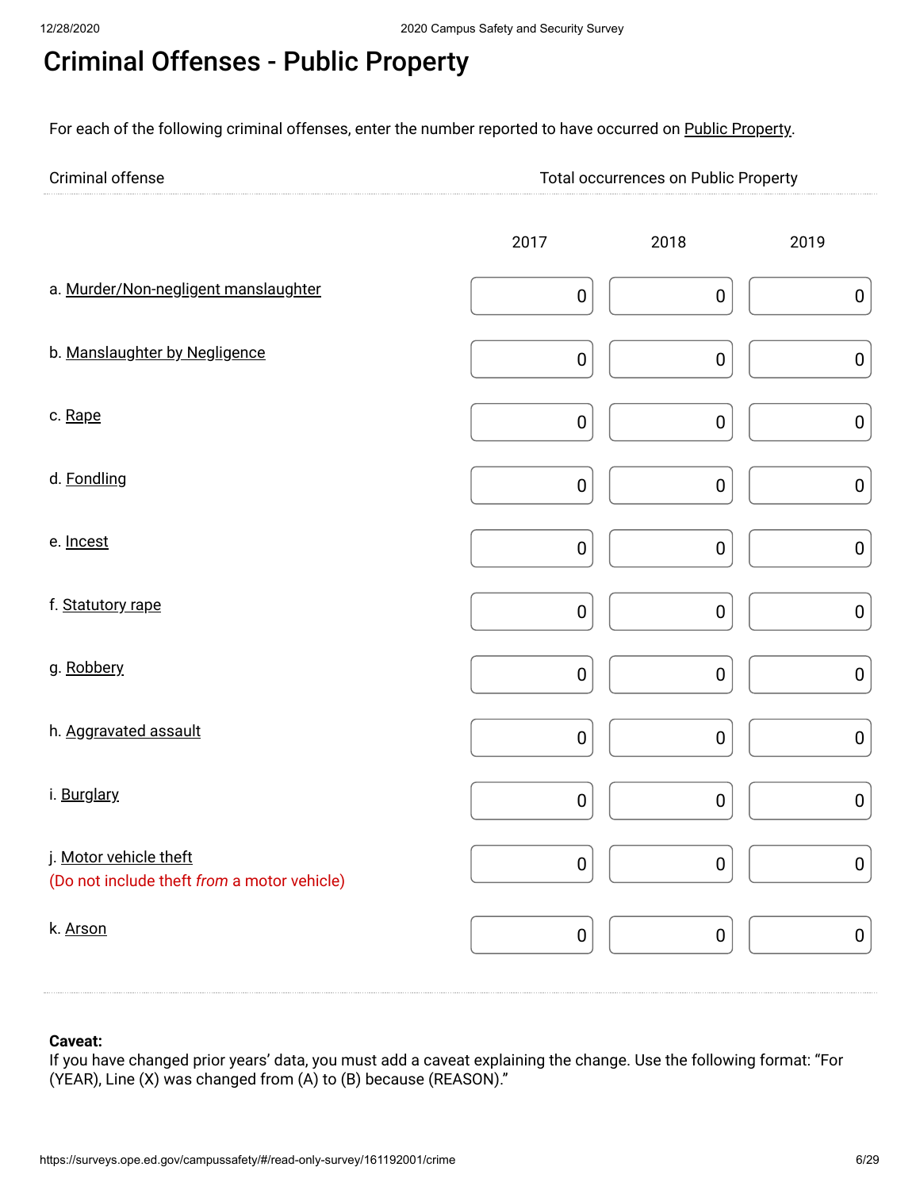# Criminal Offenses - Public Property

For each of the following criminal offenses, enter the number reported to have occurred on Public Property.

| Criminal offense | Total occurrences on Public Property | | |
|---|---|---|---|
| | 2017 | 2018 | 2019 |
| a. Murder/Non-negligent manslaughter | 0 | 0 | 0 |
| b. Manslaughter by Negligence | 0 | 0 | 0 |
| c. Rape | 0 | 0 | 0 |
| d. Fondling | 0 | 0 | 0 |
| e. Incest | 0 | 0 | 0 |
| f. Statutory rape | 0 | 0 | 0 |
| g. Robbery | 0 | 0 | 0 |
| h. Aggravated assault | 0 | 0 | 0 |
| i. Burglary | 0 | 0 | 0 |
| j. Motor vehicle theft (Do not include theft *from* a motor vehicle) | 0 | 0 | 0 |
| k. Arson | 0 | 0 | 0 |

**Caveat:**
If you have changed prior years' data, you must add a caveat explaining the change. Use the following format: "For (YEAR), Line (X) was changed from (A) to (B) because (REASON)."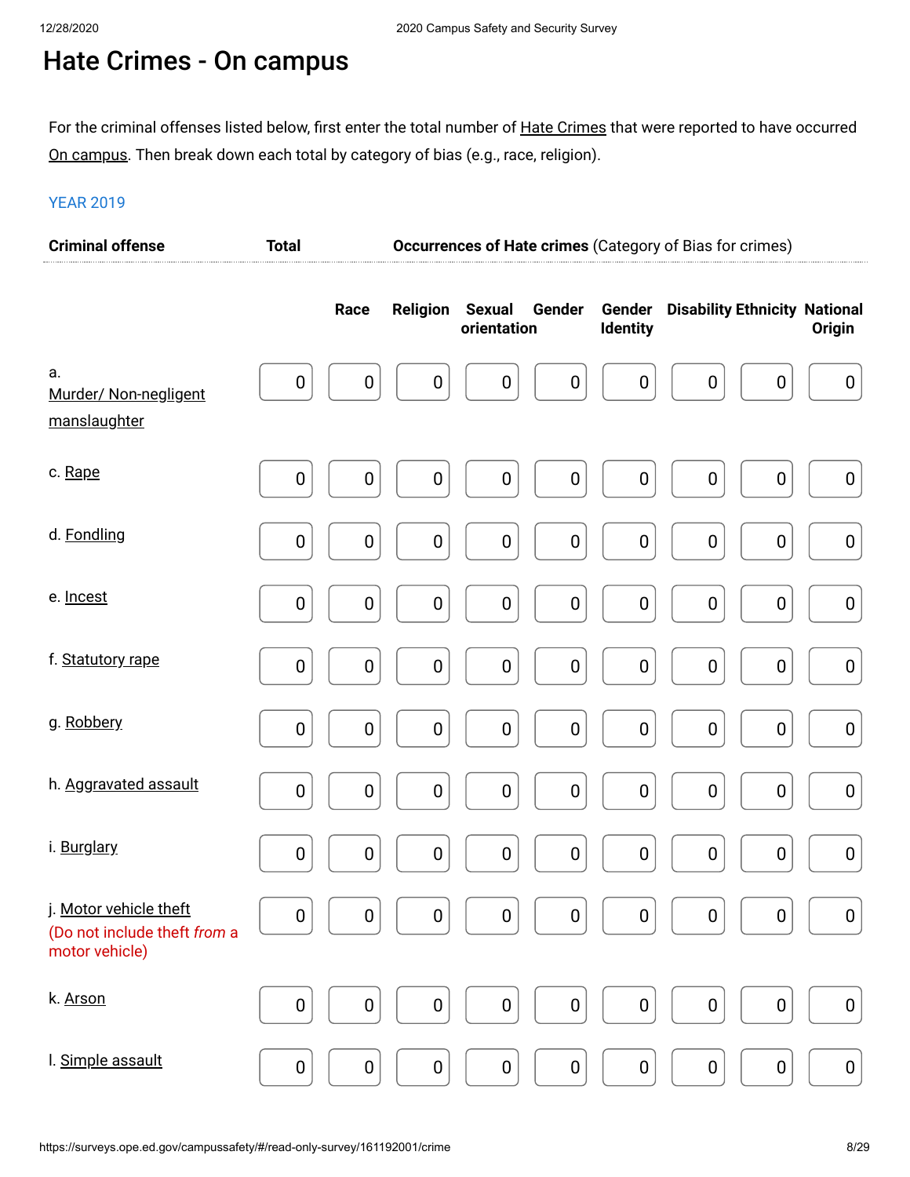# Hate Crimes - On campus

For the criminal offenses listed below, first enter the total number of Hate Crimes that were reported to have occurred On campus. Then break down each total by category of bias (e.g., race, religion).

YEAR 2019

| Criminal offense | Total | Occurrences of Hate crimes (Category of Bias for crimes) | | | | | | | |
|---|---|---|---|---|---|---|---|---|---|
| | | Race | Religion | Sexual orientation | Gender | Gender Identity | Disability | Ethnicity | National Origin |
| a. Murder/ Non-negligent manslaughter | 0 | 0 | 0 | 0 | 0 | 0 | 0 | 0 | 0 |
| c. Rape | 0 | 0 | 0 | 0 | 0 | 0 | 0 | 0 | 0 |
| d. Fondling | 0 | 0 | 0 | 0 | 0 | 0 | 0 | 0 | 0 |
| e. Incest | 0 | 0 | 0 | 0 | 0 | 0 | 0 | 0 | 0 |
| f. Statutory rape | 0 | 0 | 0 | 0 | 0 | 0 | 0 | 0 | 0 |
| g. Robbery | 0 | 0 | 0 | 0 | 0 | 0 | 0 | 0 | 0 |
| h. Aggravated assault | 0 | 0 | 0 | 0 | 0 | 0 | 0 | 0 | 0 |
| i. Burglary | 0 | 0 | 0 | 0 | 0 | 0 | 0 | 0 | 0 |
| j. Motor vehicle theft (Do not include theft *from* a motor vehicle) | 0 | 0 | 0 | 0 | 0 | 0 | 0 | 0 | 0 |
| k. Arson | 0 | 0 | 0 | 0 | 0 | 0 | 0 | 0 | 0 |
| l. Simple assault | 0 | 0 | 0 | 0 | 0 | 0 | 0 | 0 | 0 |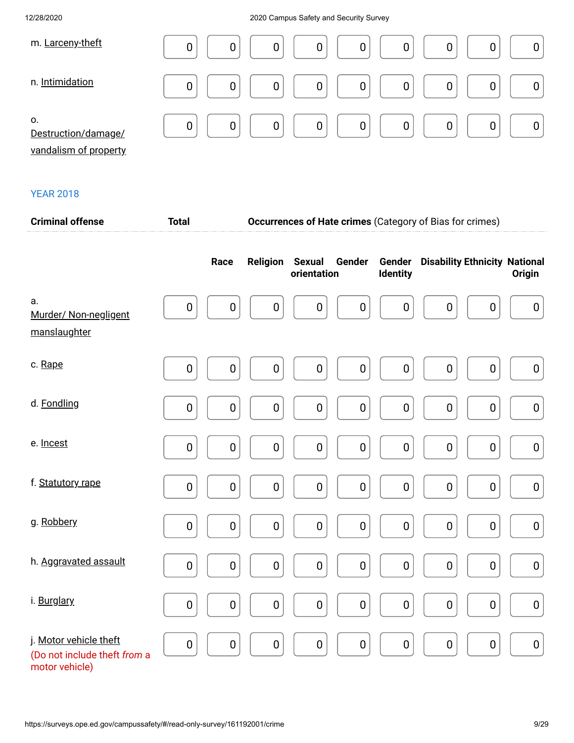| | | | | | | | | | |
|---|---|---|---|---|---|---|---|---|---|
| m. Larceny-theft | 0 | 0 | 0 | 0 | 0 | 0 | 0 | 0 | 0 |
| n. Intimidation | 0 | 0 | 0 | 0 | 0 | 0 | 0 | 0 | 0 |
| o. Destruction/damage/ vandalism of property | 0 | 0 | 0 | 0 | 0 | 0 | 0 | 0 | 0 |

YEAR 2018

| Criminal offense | Total | Occurrences of Hate crimes (Category of Bias for crimes) | | | | | | | |
|---|---|---|---|---|---|---|---|---|---|
| | | Race | Religion | Sexual orientation | Gender | Gender Identity | Disability | Ethnicity | National Origin |
| a. Murder/ Non-negligent manslaughter | 0 | 0 | 0 | 0 | 0 | 0 | 0 | 0 | 0 |
| c. Rape | 0 | 0 | 0 | 0 | 0 | 0 | 0 | 0 | 0 |
| d. Fondling | 0 | 0 | 0 | 0 | 0 | 0 | 0 | 0 | 0 |
| e. Incest | 0 | 0 | 0 | 0 | 0 | 0 | 0 | 0 | 0 |
| f. Statutory rape | 0 | 0 | 0 | 0 | 0 | 0 | 0 | 0 | 0 |
| g. Robbery | 0 | 0 | 0 | 0 | 0 | 0 | 0 | 0 | 0 |
| h. Aggravated assault | 0 | 0 | 0 | 0 | 0 | 0 | 0 | 0 | 0 |
| i. Burglary | 0 | 0 | 0 | 0 | 0 | 0 | 0 | 0 | 0 |
| j. Motor vehicle theft (Do not include theft *from* a motor vehicle) | 0 | 0 | 0 | 0 | 0 | 0 | 0 | 0 | 0 |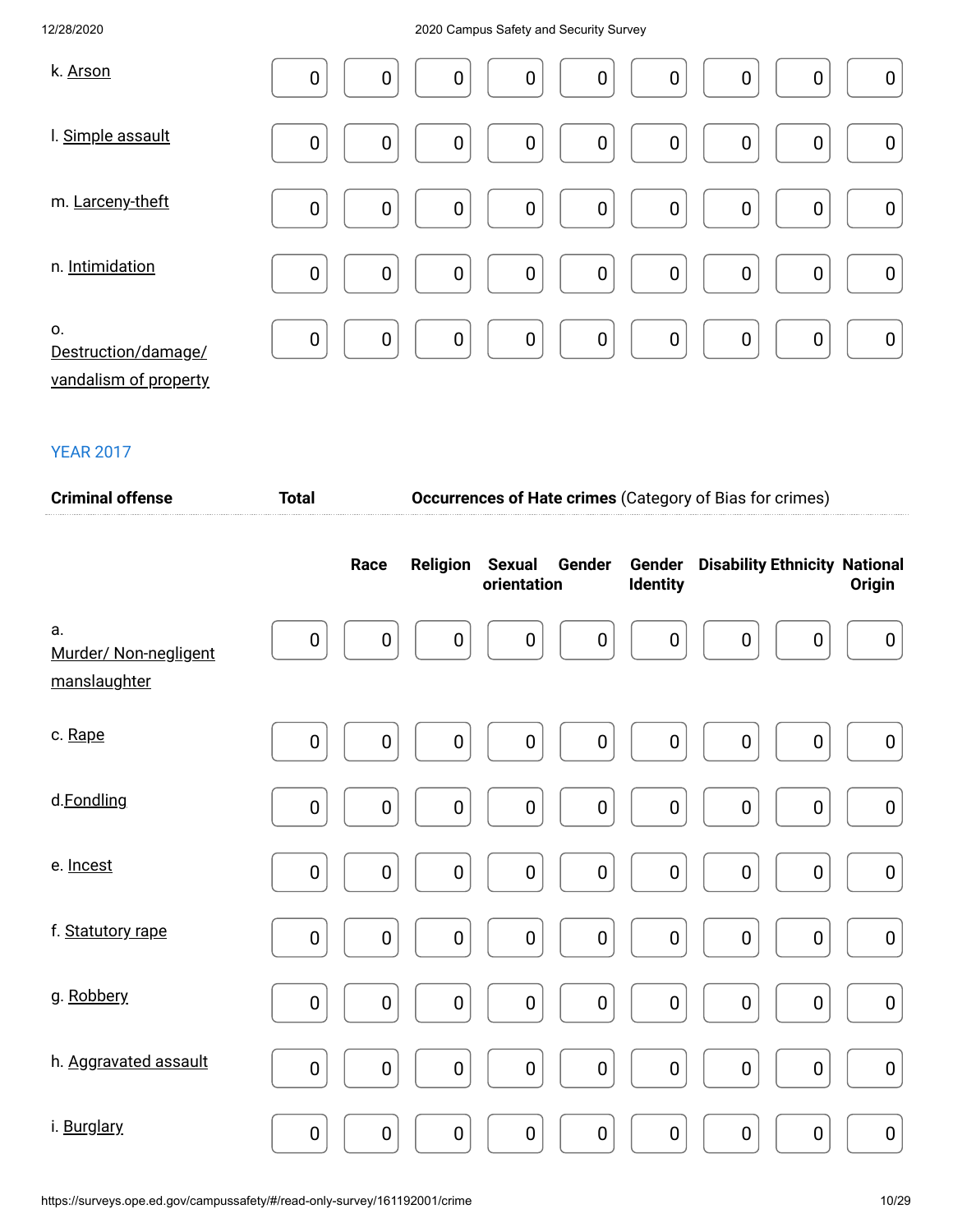| | | | | | | | | | |
|---|---|---|---|---|---|---|---|---|---|
| k. Arson | 0 | 0 | 0 | 0 | 0 | 0 | 0 | 0 | 0 |
| l. Simple assault | 0 | 0 | 0 | 0 | 0 | 0 | 0 | 0 | 0 |
| m. Larceny-theft | 0 | 0 | 0 | 0 | 0 | 0 | 0 | 0 | 0 |
| n. Intimidation | 0 | 0 | 0 | 0 | 0 | 0 | 0 | 0 | 0 |
| o. Destruction/damage/ vandalism of property | 0 | 0 | 0 | 0 | 0 | 0 | 0 | 0 | 0 |

YEAR 2017

| Criminal offense | Total | Occurrences of Hate crimes (Category of Bias for crimes) | | | | | | | |
|---|---|---|---|---|---|---|---|---|---|
| | | Race | Religion | Sexual orientation | Gender | Gender Identity | Disability | Ethnicity | National Origin |
| a. Murder/ Non-negligent manslaughter | 0 | 0 | 0 | 0 | 0 | 0 | 0 | 0 | 0 |
| c. Rape | 0 | 0 | 0 | 0 | 0 | 0 | 0 | 0 | 0 |
| d.Fondling | 0 | 0 | 0 | 0 | 0 | 0 | 0 | 0 | 0 |
| e. Incest | 0 | 0 | 0 | 0 | 0 | 0 | 0 | 0 | 0 |
| f. Statutory rape | 0 | 0 | 0 | 0 | 0 | 0 | 0 | 0 | 0 |
| g. Robbery | 0 | 0 | 0 | 0 | 0 | 0 | 0 | 0 | 0 |
| h. Aggravated assault | 0 | 0 | 0 | 0 | 0 | 0 | 0 | 0 | 0 |
| i. Burglary | 0 | 0 | 0 | 0 | 0 | 0 | 0 | 0 | 0 |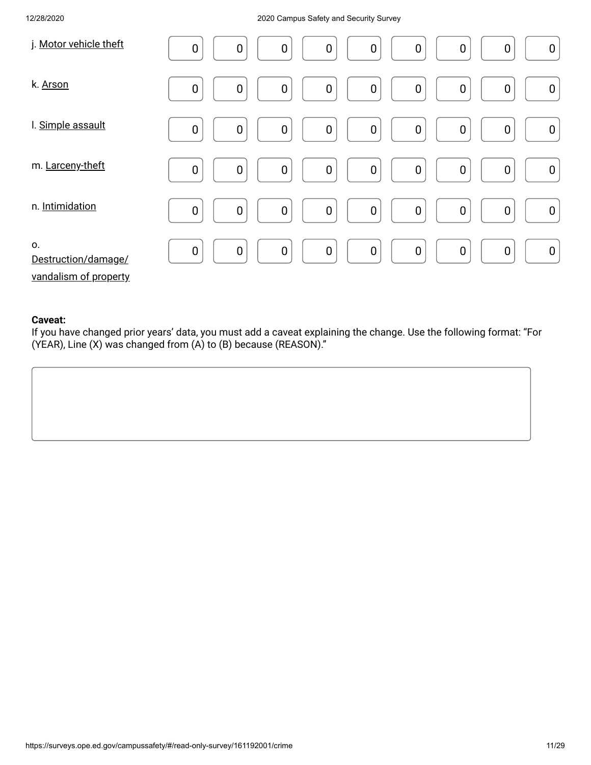| | | | | | | | | | |
|---|---|---|---|---|---|---|---|---|---|
| j. Motor vehicle theft | 0 | 0 | 0 | 0 | 0 | 0 | 0 | 0 | 0 |
| k. Arson | 0 | 0 | 0 | 0 | 0 | 0 | 0 | 0 | 0 |
| l. Simple assault | 0 | 0 | 0 | 0 | 0 | 0 | 0 | 0 | 0 |
| m. Larceny-theft | 0 | 0 | 0 | 0 | 0 | 0 | 0 | 0 | 0 |
| n. Intimidation | 0 | 0 | 0 | 0 | 0 | 0 | 0 | 0 | 0 |
| o. Destruction/damage/vandalism of property | 0 | 0 | 0 | 0 | 0 | 0 | 0 | 0 | 0 |

**Caveat:**
If you have changed prior years' data, you must add a caveat explaining the change. Use the following format: "For (YEAR), Line (X) was changed from (A) to (B) because (REASON)."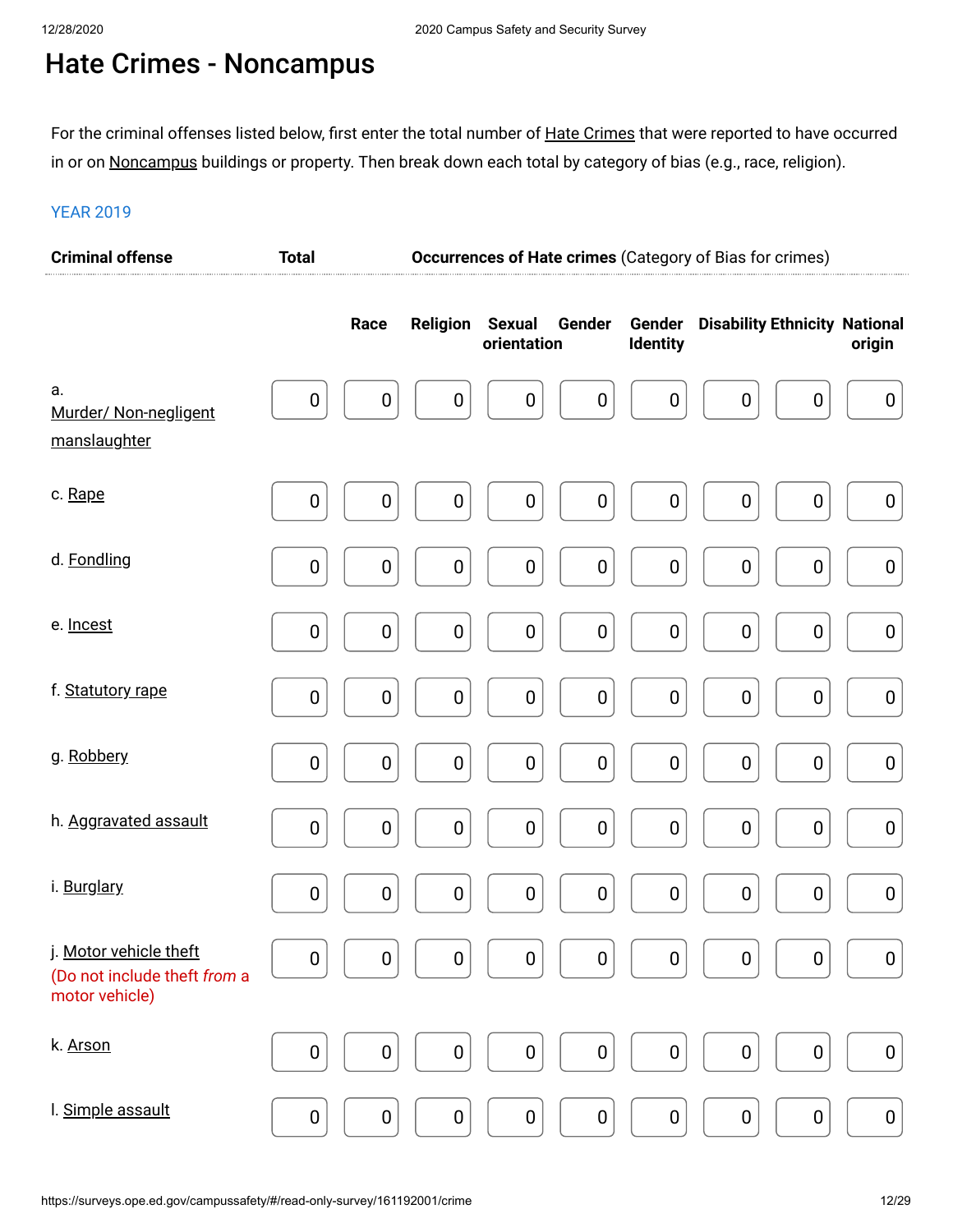# Hate Crimes - Noncampus

For the criminal offenses listed below, first enter the total number of Hate Crimes that were reported to have occurred in or on Noncampus buildings or property. Then break down each total by category of bias (e.g., race, religion).

YEAR 2019

| Criminal offense | Total | Occurrences of Hate crimes (Category of Bias for crimes) | | | | | | | |
|---|---|---|---|---|---|---|---|---|---|
| | | Race | Religion | Sexual orientation | Gender | Gender Identity | Disability | Ethnicity | National origin |
| a. Murder/ Non-negligent manslaughter | 0 | 0 | 0 | 0 | 0 | 0 | 0 | 0 | 0 |
| c. Rape | 0 | 0 | 0 | 0 | 0 | 0 | 0 | 0 | 0 |
| d. Fondling | 0 | 0 | 0 | 0 | 0 | 0 | 0 | 0 | 0 |
| e. Incest | 0 | 0 | 0 | 0 | 0 | 0 | 0 | 0 | 0 |
| f. Statutory rape | 0 | 0 | 0 | 0 | 0 | 0 | 0 | 0 | 0 |
| g. Robbery | 0 | 0 | 0 | 0 | 0 | 0 | 0 | 0 | 0 |
| h. Aggravated assault | 0 | 0 | 0 | 0 | 0 | 0 | 0 | 0 | 0 |
| i. Burglary | 0 | 0 | 0 | 0 | 0 | 0 | 0 | 0 | 0 |
| j. Motor vehicle theft (Do not include theft *from* a motor vehicle) | 0 | 0 | 0 | 0 | 0 | 0 | 0 | 0 | 0 |
| k. Arson | 0 | 0 | 0 | 0 | 0 | 0 | 0 | 0 | 0 |
| l. Simple assault | 0 | 0 | 0 | 0 | 0 | 0 | 0 | 0 | 0 |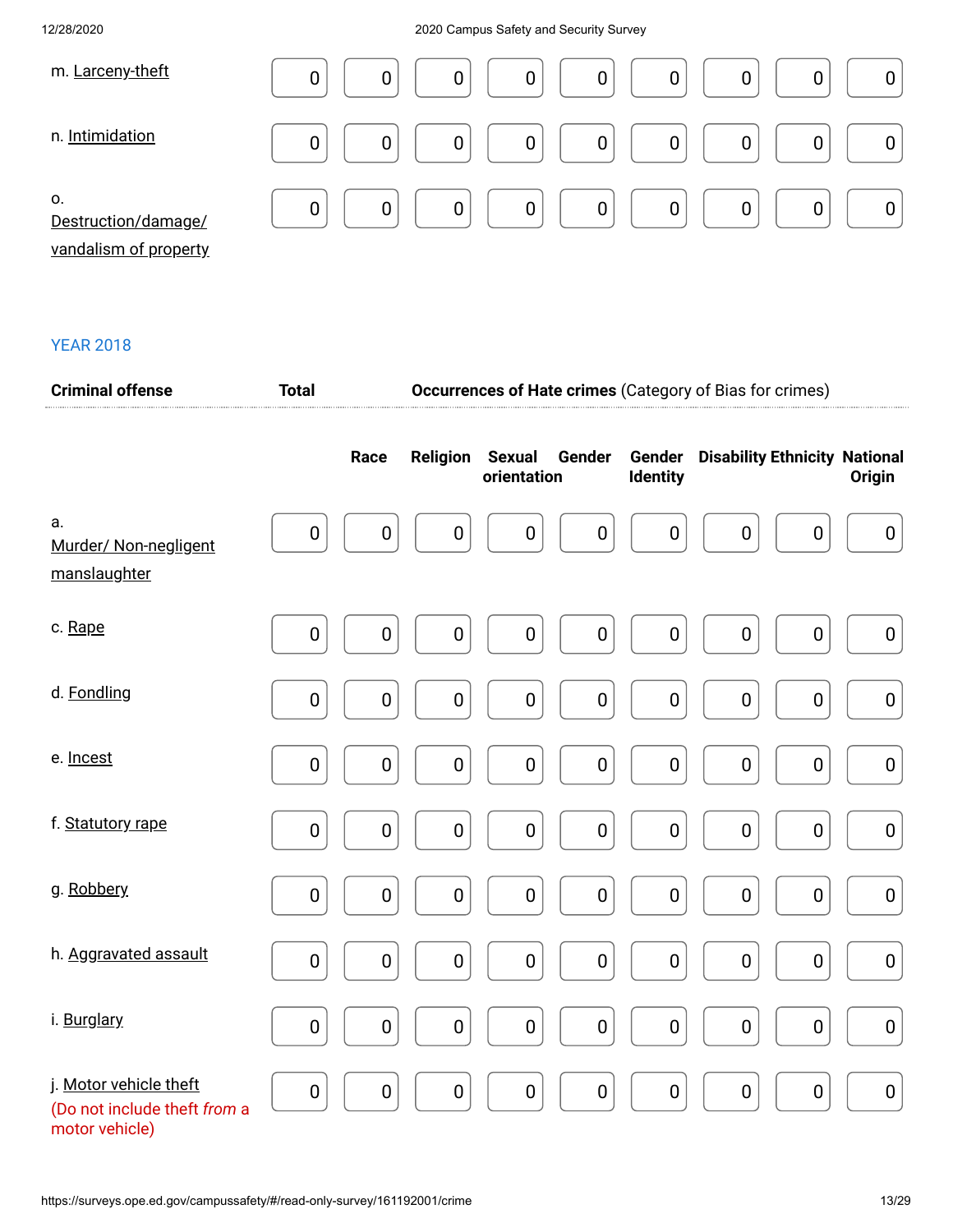| | | | | | | | | | |
|---|---|---|---|---|---|---|---|---|---|
| m. Larceny-theft | 0 | 0 | 0 | 0 | 0 | 0 | 0 | 0 | 0 |
| n. Intimidation | 0 | 0 | 0 | 0 | 0 | 0 | 0 | 0 | 0 |
| o. Destruction/damage/ vandalism of property | 0 | 0 | 0 | 0 | 0 | 0 | 0 | 0 | 0 |

YEAR 2018

| Criminal offense | Total | Occurrences of Hate crimes (Category of Bias for crimes) | | | | | | | |
|---|---|---|---|---|---|---|---|---|---|
| | | Race | Religion | Sexual orientation | Gender | Gender Identity | Disability | Ethnicity | National Origin |
| a. Murder/ Non-negligent manslaughter | 0 | 0 | 0 | 0 | 0 | 0 | 0 | 0 | 0 |
| c. Rape | 0 | 0 | 0 | 0 | 0 | 0 | 0 | 0 | 0 |
| d. Fondling | 0 | 0 | 0 | 0 | 0 | 0 | 0 | 0 | 0 |
| e. Incest | 0 | 0 | 0 | 0 | 0 | 0 | 0 | 0 | 0 |
| f. Statutory rape | 0 | 0 | 0 | 0 | 0 | 0 | 0 | 0 | 0 |
| g. Robbery | 0 | 0 | 0 | 0 | 0 | 0 | 0 | 0 | 0 |
| h. Aggravated assault | 0 | 0 | 0 | 0 | 0 | 0 | 0 | 0 | 0 |
| i. Burglary | 0 | 0 | 0 | 0 | 0 | 0 | 0 | 0 | 0 |
| j. Motor vehicle theft (Do not include theft *from* a motor vehicle) | 0 | 0 | 0 | 0 | 0 | 0 | 0 | 0 | 0 |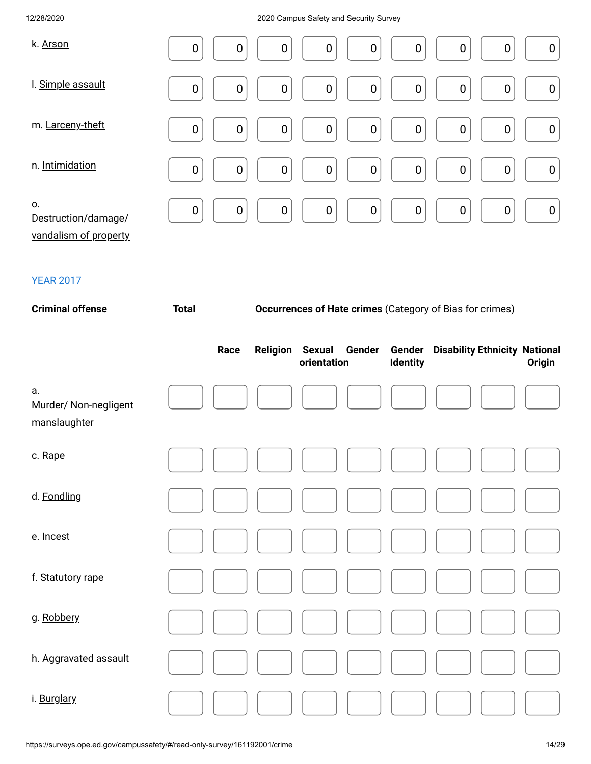| | | | | | | | | |
|---|---|---|---|---|---|---|---|---|
| k. Arson | 0 | 0 | 0 | 0 | 0 | 0 | 0 | 0 | 0 |
| l. Simple assault | 0 | 0 | 0 | 0 | 0 | 0 | 0 | 0 | 0 |
| m. Larceny-theft | 0 | 0 | 0 | 0 | 0 | 0 | 0 | 0 | 0 |
| n. Intimidation | 0 | 0 | 0 | 0 | 0 | 0 | 0 | 0 | 0 |
| o. Destruction/damage/ vandalism of property | 0 | 0 | 0 | 0 | 0 | 0 | 0 | 0 | 0 |

YEAR 2017

| Criminal offense | Total | Occurrences of Hate crimes (Category of Bias for crimes) | | | | | | | |
|---|---|---|---|---|---|---|---|---|---|
| | | Race | Religion | Sexual orientation | Gender | Gender Identity | Disability | Ethnicity | National Origin |
| a. Murder/ Non-negligent manslaughter | | | | | | | | | |
| c. Rape | | | | | | | | | |
| d. Fondling | | | | | | | | | |
| e. Incest | | | | | | | | | |
| f. Statutory rape | | | | | | | | | |
| g. Robbery | | | | | | | | | |
| h. Aggravated assault | | | | | | | | | |
| i. Burglary | | | | | | | | | |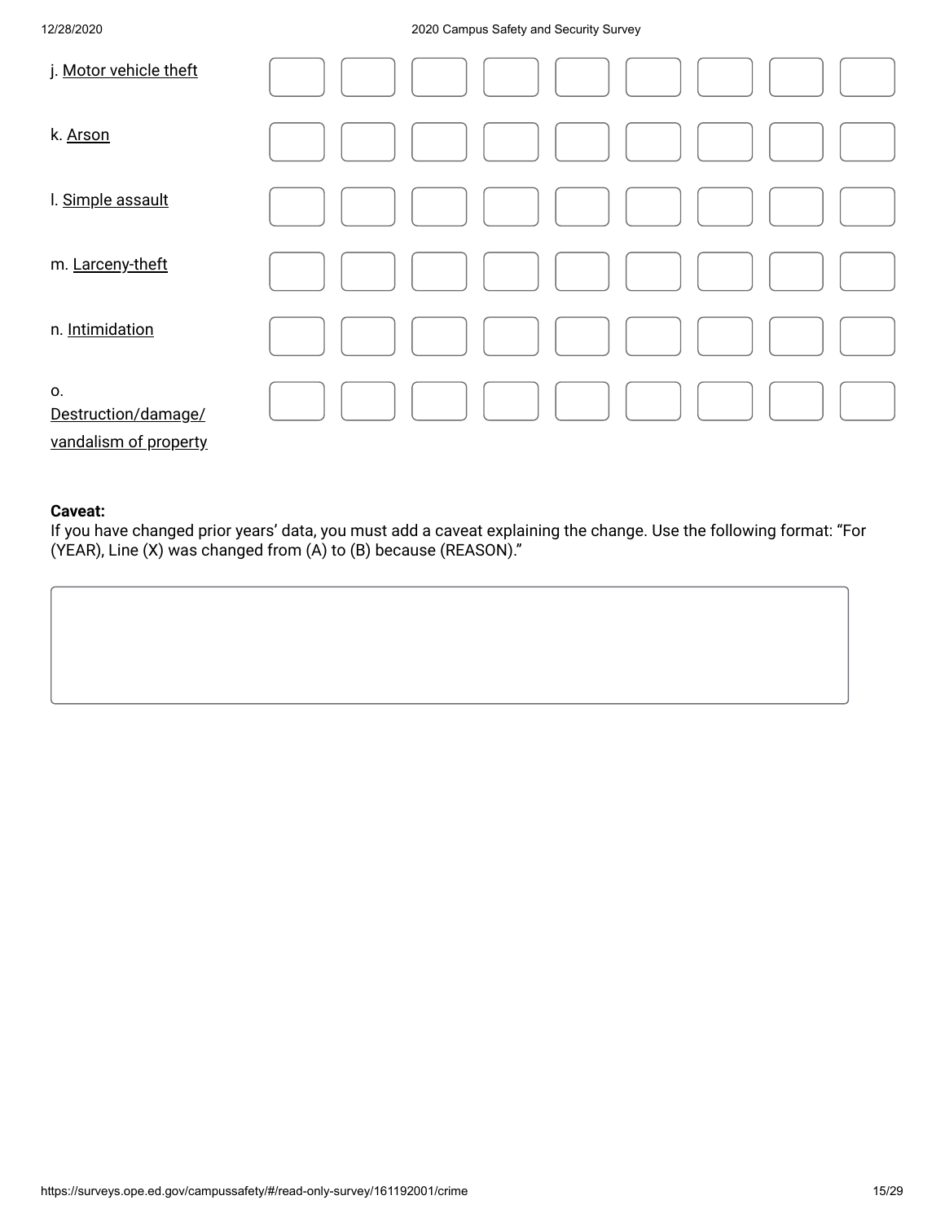| | | | | | | | | | |
|---|---|---|---|---|---|---|---|---|---|
| j. Motor vehicle theft | | | | | | | | | |
| k. Arson | | | | | | | | | |
| l. Simple assault | | | | | | | | | |
| m. Larceny-theft | | | | | | | | | |
| n. Intimidation | | | | | | | | | |
| o. Destruction/damage/ vandalism of property | | | | | | | | | |

**Caveat:**
If you have changed prior years' data, you must add a caveat explaining the change. Use the following format: "For (YEAR), Line (X) was changed from (A) to (B) because (REASON)."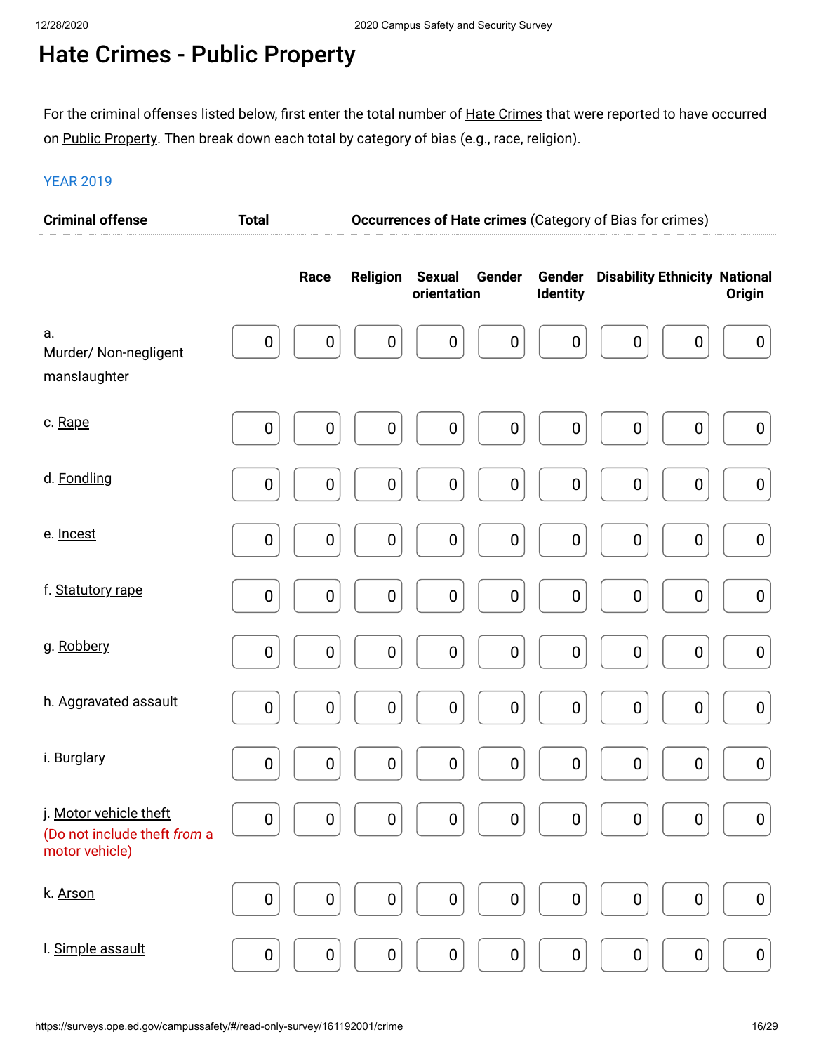# Hate Crimes - Public Property

For the criminal offenses listed below, first enter the total number of Hate Crimes that were reported to have occurred on Public Property. Then break down each total by category of bias (e.g., race, religion).

YEAR 2019

| Criminal offense | Total | Occurrences of Hate crimes (Category of Bias for crimes) | | | | | | | |
|---|---|---|---|---|---|---|---|---|---|
| | | Race | Religion | Sexual orientation | Gender | Gender Identity | Disability | Ethnicity | National Origin |
| a. Murder/ Non-negligent manslaughter | 0 | 0 | 0 | 0 | 0 | 0 | 0 | 0 | 0 |
| c. Rape | 0 | 0 | 0 | 0 | 0 | 0 | 0 | 0 | 0 |
| d. Fondling | 0 | 0 | 0 | 0 | 0 | 0 | 0 | 0 | 0 |
| e. Incest | 0 | 0 | 0 | 0 | 0 | 0 | 0 | 0 | 0 |
| f. Statutory rape | 0 | 0 | 0 | 0 | 0 | 0 | 0 | 0 | 0 |
| g. Robbery | 0 | 0 | 0 | 0 | 0 | 0 | 0 | 0 | 0 |
| h. Aggravated assault | 0 | 0 | 0 | 0 | 0 | 0 | 0 | 0 | 0 |
| i. Burglary | 0 | 0 | 0 | 0 | 0 | 0 | 0 | 0 | 0 |
| j. Motor vehicle theft (Do not include theft *from* a motor vehicle) | 0 | 0 | 0 | 0 | 0 | 0 | 0 | 0 | 0 |
| k. Arson | 0 | 0 | 0 | 0 | 0 | 0 | 0 | 0 | 0 |
| l. Simple assault | 0 | 0 | 0 | 0 | 0 | 0 | 0 | 0 | 0 |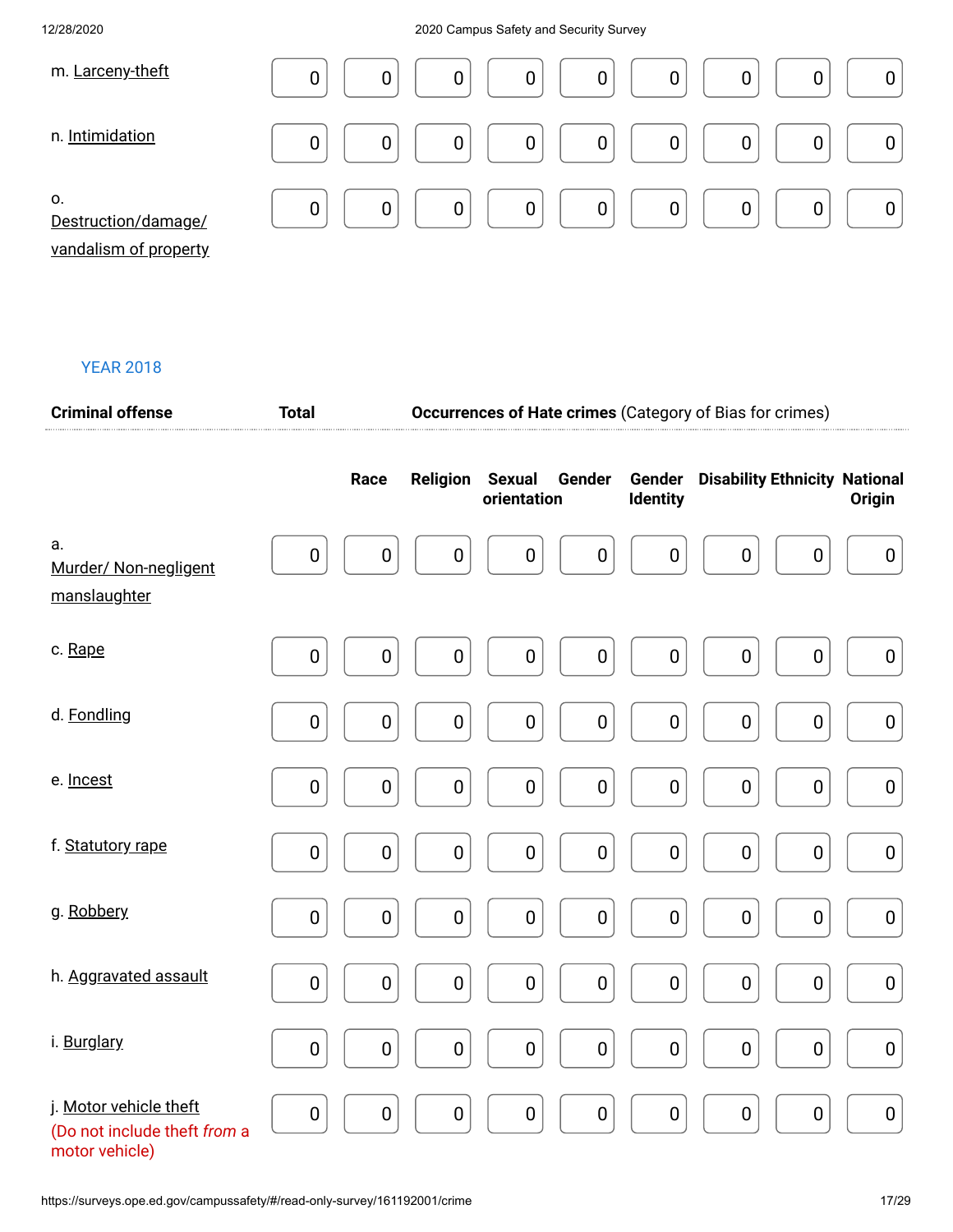| | | | | | | | | | |
|---|---|---|---|---|---|---|---|---|---|
| m. Larceny-theft | 0 | 0 | 0 | 0 | 0 | 0 | 0 | 0 | 0 |
| n. Intimidation | 0 | 0 | 0 | 0 | 0 | 0 | 0 | 0 | 0 |
| o. Destruction/damage/ vandalism of property | 0 | 0 | 0 | 0 | 0 | 0 | 0 | 0 | 0 |

YEAR 2018

| Criminal offense | Total | Occurrences of Hate crimes (Category of Bias for crimes) | | | | | | | |
|---|---|---|---|---|---|---|---|---|---|
| | | Race | Religion | Sexual orientation | Gender | Gender Identity | Disability | Ethnicity | National Origin |
| a. Murder/ Non-negligent manslaughter | 0 | 0 | 0 | 0 | 0 | 0 | 0 | 0 | 0 |
| c. Rape | 0 | 0 | 0 | 0 | 0 | 0 | 0 | 0 | 0 |
| d. Fondling | 0 | 0 | 0 | 0 | 0 | 0 | 0 | 0 | 0 |
| e. Incest | 0 | 0 | 0 | 0 | 0 | 0 | 0 | 0 | 0 |
| f. Statutory rape | 0 | 0 | 0 | 0 | 0 | 0 | 0 | 0 | 0 |
| g. Robbery | 0 | 0 | 0 | 0 | 0 | 0 | 0 | 0 | 0 |
| h. Aggravated assault | 0 | 0 | 0 | 0 | 0 | 0 | 0 | 0 | 0 |
| i. Burglary | 0 | 0 | 0 | 0 | 0 | 0 | 0 | 0 | 0 |
| j. Motor vehicle theft (Do not include theft *from* a motor vehicle) | 0 | 0 | 0 | 0 | 0 | 0 | 0 | 0 | 0 |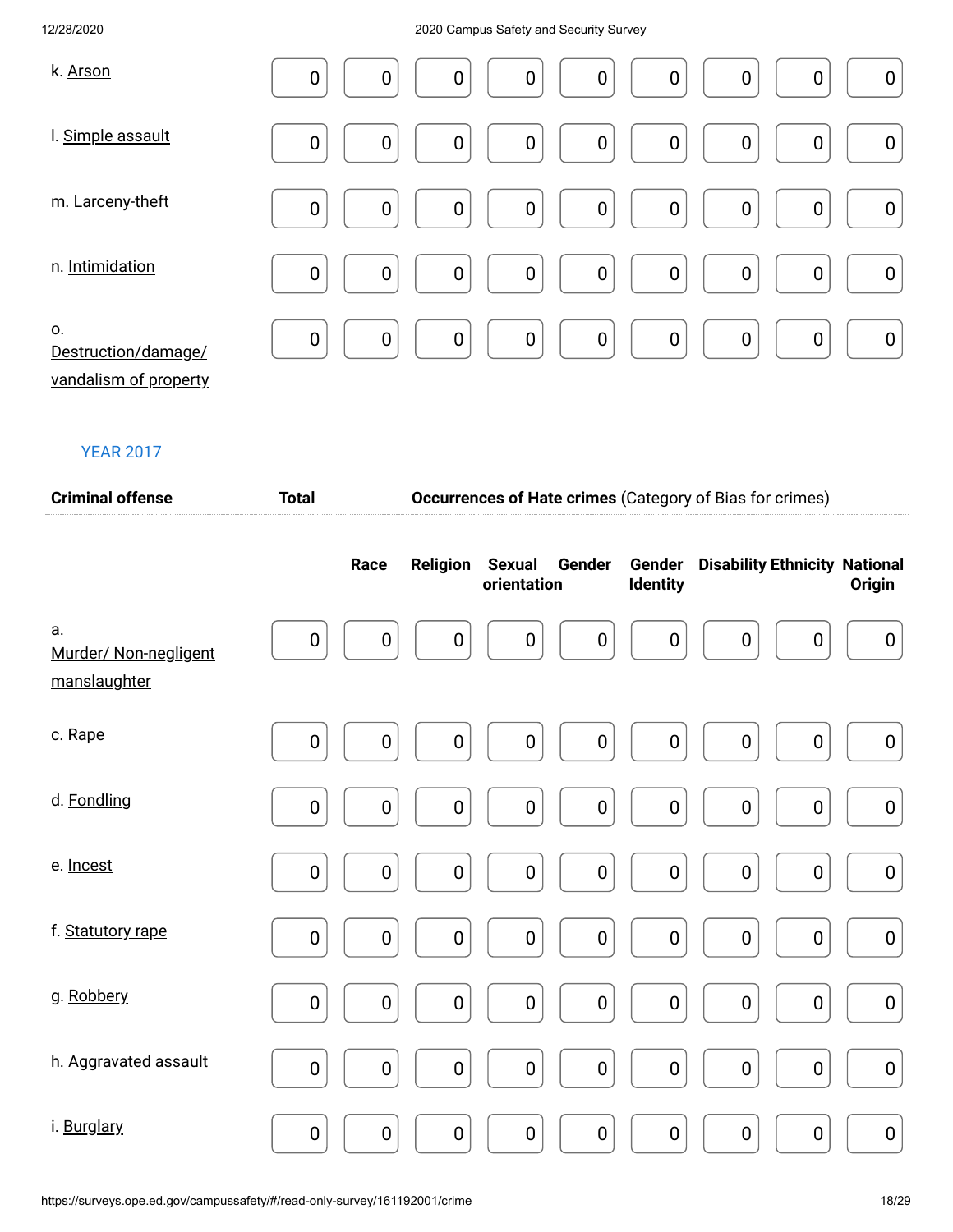| | | | | | | | | | |
|---|---|---|---|---|---|---|---|---|---|
| k. Arson | 0 | 0 | 0 | 0 | 0 | 0 | 0 | 0 | 0 |
| l. Simple assault | 0 | 0 | 0 | 0 | 0 | 0 | 0 | 0 | 0 |
| m. Larceny-theft | 0 | 0 | 0 | 0 | 0 | 0 | 0 | 0 | 0 |
| n. Intimidation | 0 | 0 | 0 | 0 | 0 | 0 | 0 | 0 | 0 |
| o. Destruction/damage/ vandalism of property | 0 | 0 | 0 | 0 | 0 | 0 | 0 | 0 | 0 |

YEAR 2017

| Criminal offense | Total | Occurrences of Hate crimes (Category of Bias for crimes) | | | | | | | |
|---|---|---|---|---|---|---|---|---|---|
| | | Race | Religion | Sexual orientation | Gender | Gender Identity | Disability | Ethnicity | National Origin |
| a. Murder/ Non-negligent manslaughter | 0 | 0 | 0 | 0 | 0 | 0 | 0 | 0 | 0 |
| c. Rape | 0 | 0 | 0 | 0 | 0 | 0 | 0 | 0 | 0 |
| d. Fondling | 0 | 0 | 0 | 0 | 0 | 0 | 0 | 0 | 0 |
| e. Incest | 0 | 0 | 0 | 0 | 0 | 0 | 0 | 0 | 0 |
| f. Statutory rape | 0 | 0 | 0 | 0 | 0 | 0 | 0 | 0 | 0 |
| g. Robbery | 0 | 0 | 0 | 0 | 0 | 0 | 0 | 0 | 0 |
| h. Aggravated assault | 0 | 0 | 0 | 0 | 0 | 0 | 0 | 0 | 0 |
| i. Burglary | 0 | 0 | 0 | 0 | 0 | 0 | 0 | 0 | 0 |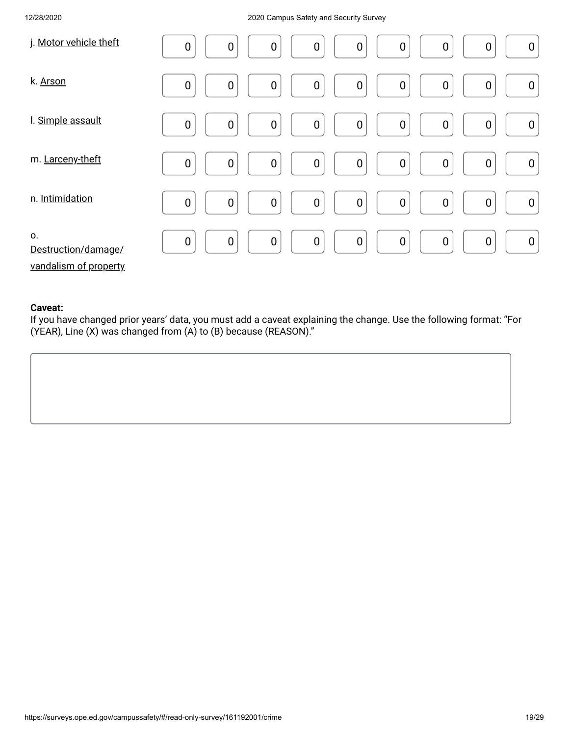| | | | | | | | | | |
|---|---|---|---|---|---|---|---|---|---|
| j. Motor vehicle theft | 0 | 0 | 0 | 0 | 0 | 0 | 0 | 0 | 0 |
| k. Arson | 0 | 0 | 0 | 0 | 0 | 0 | 0 | 0 | 0 |
| l. Simple assault | 0 | 0 | 0 | 0 | 0 | 0 | 0 | 0 | 0 |
| m. Larceny-theft | 0 | 0 | 0 | 0 | 0 | 0 | 0 | 0 | 0 |
| n. Intimidation | 0 | 0 | 0 | 0 | 0 | 0 | 0 | 0 | 0 |
| o. Destruction/damage/ vandalism of property | 0 | 0 | 0 | 0 | 0 | 0 | 0 | 0 | 0 |

**Caveat:**
If you have changed prior years' data, you must add a caveat explaining the change. Use the following format: "For (YEAR), Line (X) was changed from (A) to (B) because (REASON)."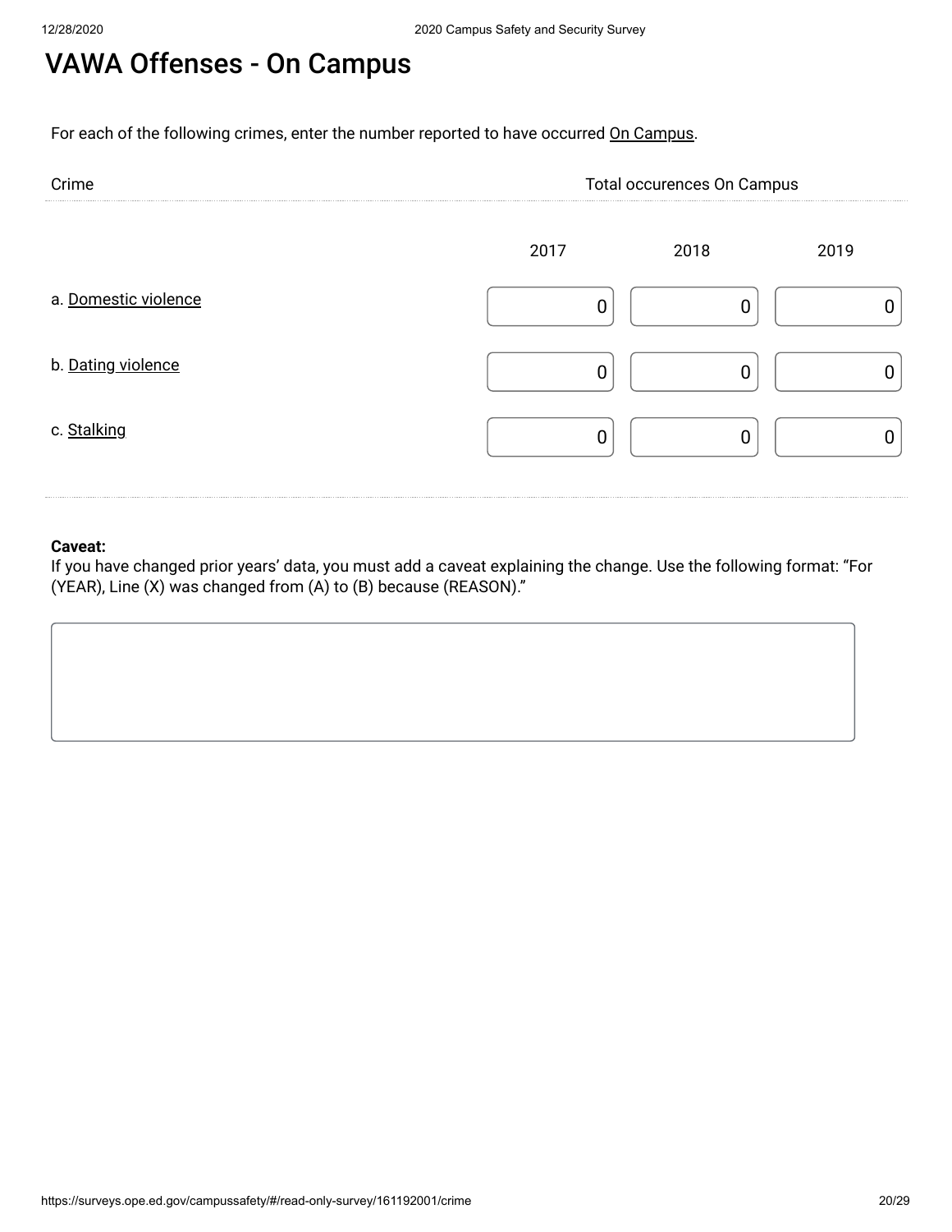# VAWA Offenses - On Campus

For each of the following crimes, enter the number reported to have occurred On Campus.

| Crime | Total occurences On Campus | | |
|---|---|---|---|
| | 2017 | 2018 | 2019 |
| a. Domestic violence | 0 | 0 | 0 |
| b. Dating violence | 0 | 0 | 0 |
| c. Stalking | 0 | 0 | 0 |

**Caveat:**
If you have changed prior years' data, you must add a caveat explaining the change. Use the following format: "For (YEAR), Line (X) was changed from (A) to (B) because (REASON)."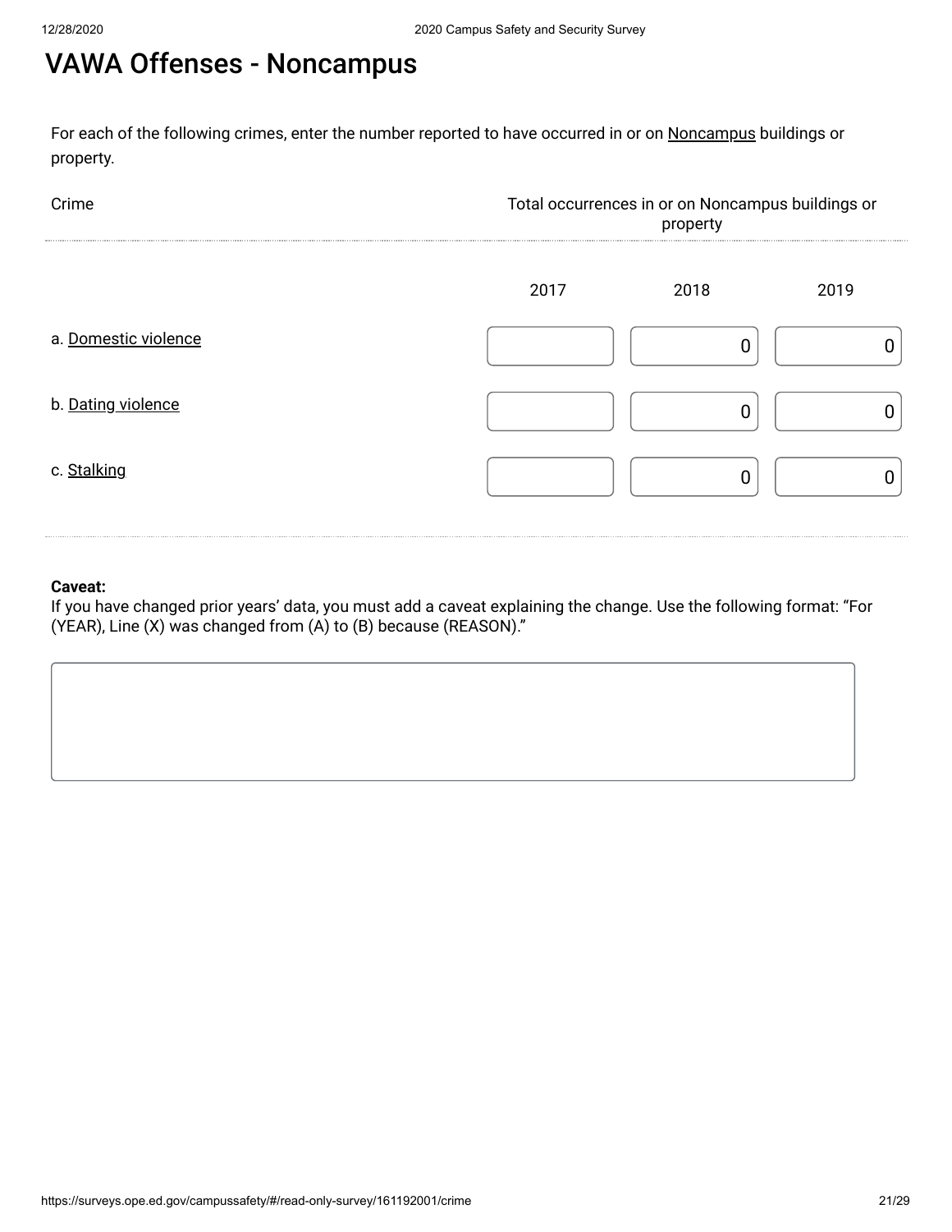# VAWA Offenses - Noncampus

For each of the following crimes, enter the number reported to have occurred in or on Noncampus buildings or property.

| Crime | Total occurrences in or on Noncampus buildings or property | | |
|---|---|---|---|
| | 2017 | 2018 | 2019 |
| a. Domestic violence | | 0 | 0 |
| b. Dating violence | | 0 | 0 |
| c. Stalking | | 0 | 0 |

**Caveat:**
If you have changed prior years' data, you must add a caveat explaining the change. Use the following format: "For (YEAR), Line (X) was changed from (A) to (B) because (REASON)."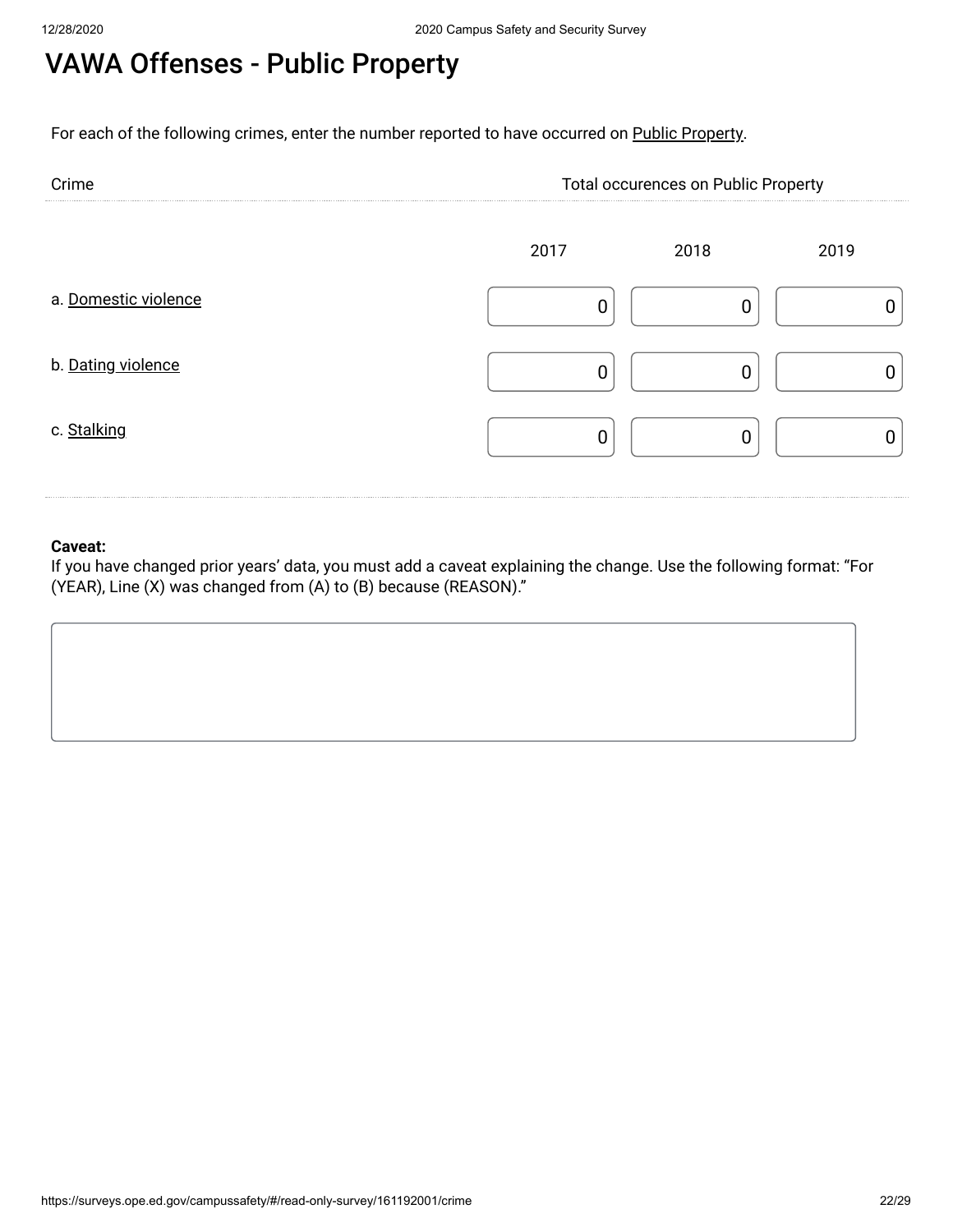# VAWA Offenses - Public Property

For each of the following crimes, enter the number reported to have occurred on Public Property.

| Crime | Total occurences on Public Property | | |
|---|---|---|---|
| | 2017 | 2018 | 2019 |
| a. Domestic violence | 0 | 0 | 0 |
| b. Dating violence | 0 | 0 | 0 |
| c. Stalking | 0 | 0 | 0 |

**Caveat:**
If you have changed prior years' data, you must add a caveat explaining the change. Use the following format: "For (YEAR), Line (X) was changed from (A) to (B) because (REASON)."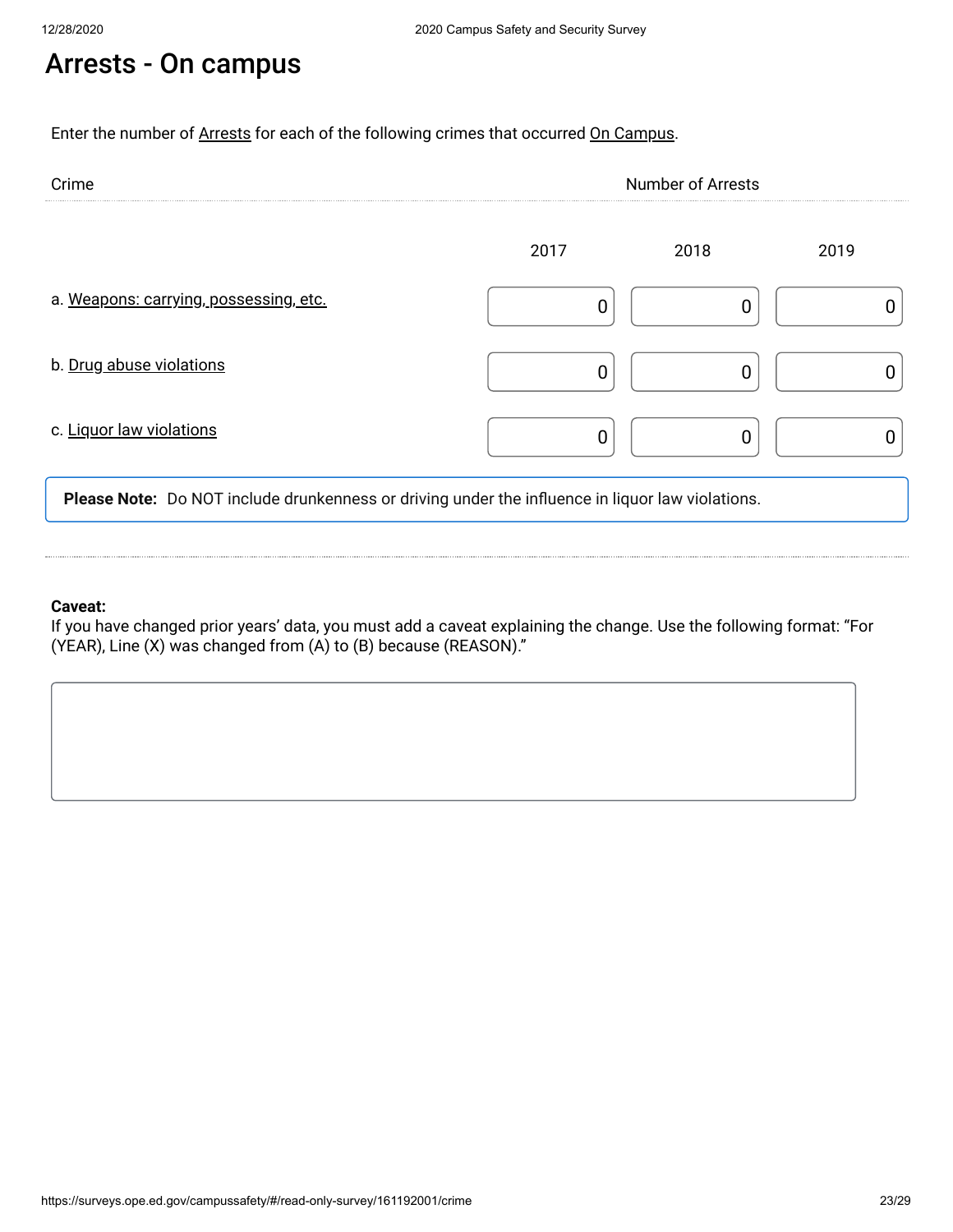# Arrests - On campus

Enter the number of Arrests for each of the following crimes that occurred On Campus.

| Crime | Number of Arrests | | |
|---|---|---|---|
| | 2017 | 2018 | 2019 |
| a. Weapons: carrying, possessing, etc. | 0 | 0 | 0 |
| b. Drug abuse violations | 0 | 0 | 0 |
| c. Liquor law violations | 0 | 0 | 0 |

**Please Note:** Do NOT include drunkenness or driving under the influence in liquor law violations.

**Caveat:**
If you have changed prior years' data, you must add a caveat explaining the change. Use the following format: "For (YEAR), Line (X) was changed from (A) to (B) because (REASON)."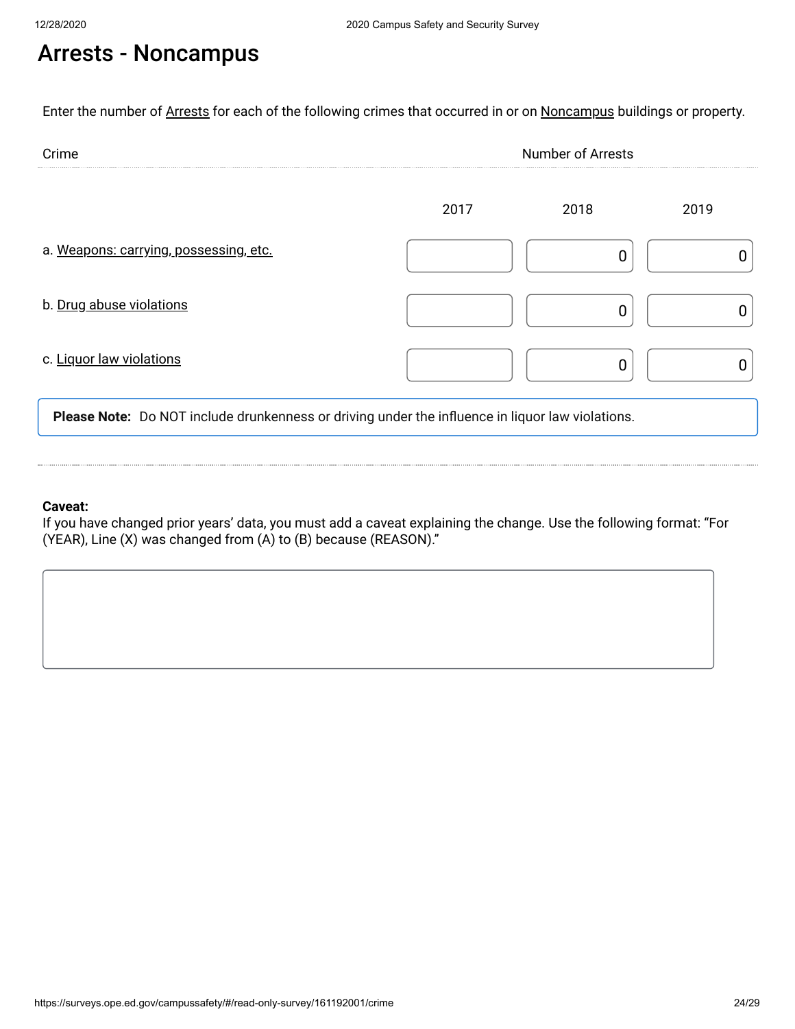# Arrests - Noncampus

Enter the number of Arrests for each of the following crimes that occurred in or on Noncampus buildings or property.

| Crime | Number of Arrests | | |
|---|---|---|---|
| | 2017 | 2018 | 2019 |
| a. Weapons: carrying, possessing, etc. | | 0 | 0 |
| b. Drug abuse violations | | 0 | 0 |
| c. Liquor law violations | | 0 | 0 |

**Please Note:** Do NOT include drunkenness or driving under the influence in liquor law violations.

**Caveat:**
If you have changed prior years' data, you must add a caveat explaining the change. Use the following format: "For (YEAR), Line (X) was changed from (A) to (B) because (REASON)."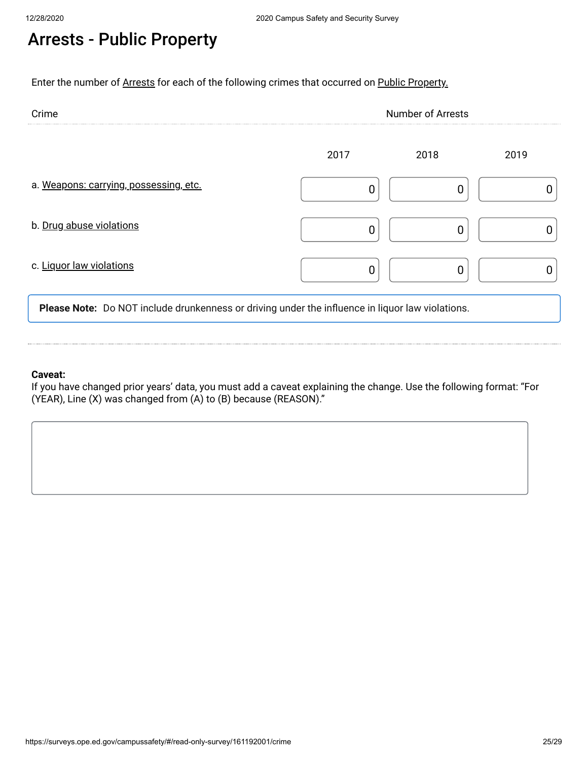# Arrests - Public Property

Enter the number of Arrests for each of the following crimes that occurred on Public Property.

| Crime | Number of Arrests | | |
|---|---|---|---|
| | 2017 | 2018 | 2019 |
| a. Weapons: carrying, possessing, etc. | 0 | 0 | 0 |
| b. Drug abuse violations | 0 | 0 | 0 |
| c. Liquor law violations | 0 | 0 | 0 |

**Please Note:** Do NOT include drunkenness or driving under the influence in liquor law violations.

**Caveat:**
If you have changed prior years' data, you must add a caveat explaining the change. Use the following format: "For (YEAR), Line (X) was changed from (A) to (B) because (REASON)."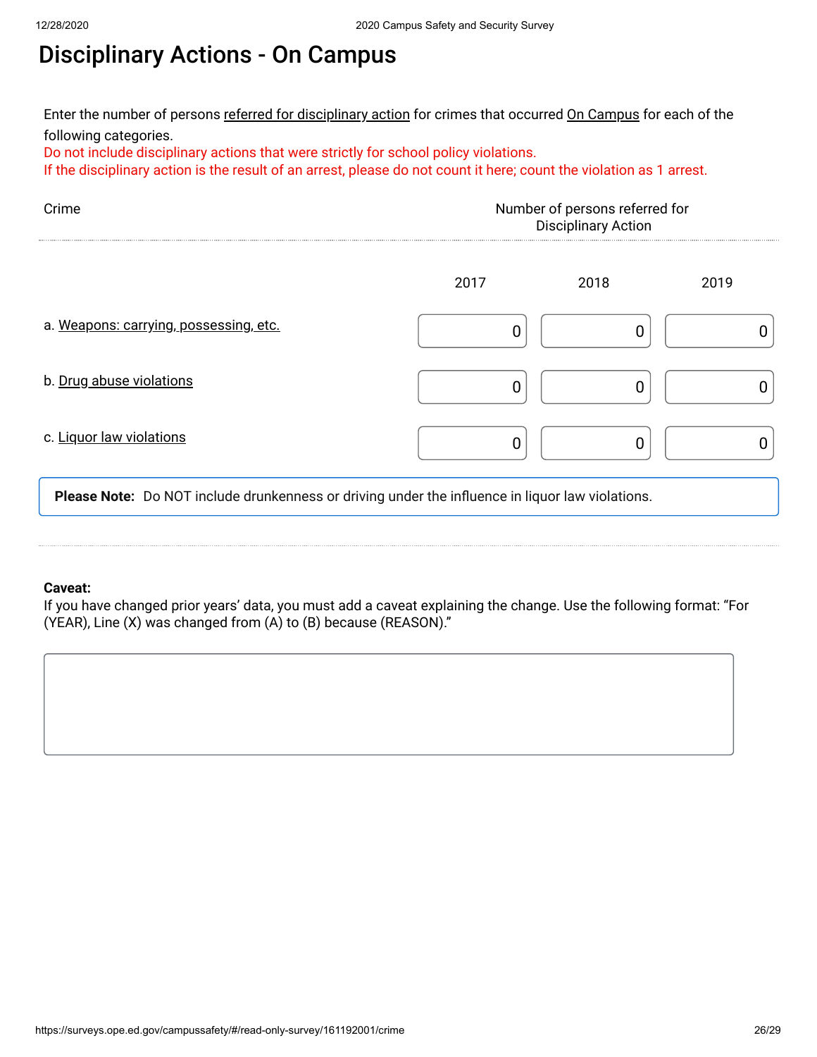# Disciplinary Actions - On Campus

Enter the number of persons referred for disciplinary action for crimes that occurred On Campus for each of the following categories.

Do not include disciplinary actions that were strictly for school policy violations.

If the disciplinary action is the result of an arrest, please do not count it here; count the violation as 1 arrest.

| Crime | Number of persons referred for Disciplinary Action | | |
|---|---|---|---|
| | 2017 | 2018 | 2019 |
| a. Weapons: carrying, possessing, etc. | 0 | 0 | 0 |
| b. Drug abuse violations | 0 | 0 | 0 |
| c. Liquor law violations | 0 | 0 | 0 |

**Please Note:** Do NOT include drunkenness or driving under the influence in liquor law violations.

**Caveat:**

If you have changed prior years' data, you must add a caveat explaining the change. Use the following format: "For (YEAR), Line (X) was changed from (A) to (B) because (REASON)."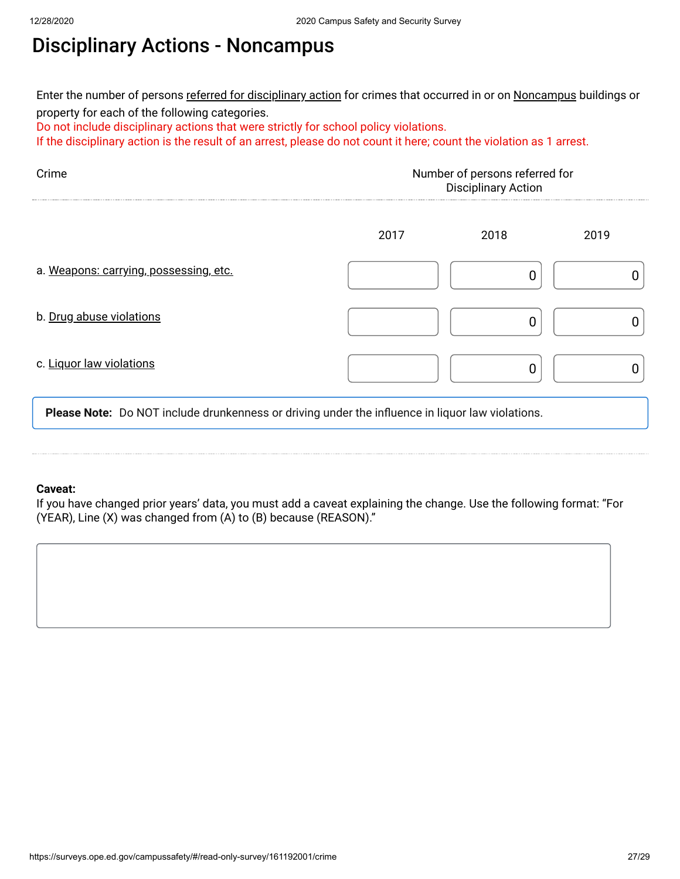# Disciplinary Actions - Noncampus

Enter the number of persons referred for disciplinary action for crimes that occurred in or on Noncampus buildings or property for each of the following categories.

Do not include disciplinary actions that were strictly for school policy violations.

If the disciplinary action is the result of an arrest, please do not count it here; count the violation as 1 arrest.

| Crime | Number of persons referred for Disciplinary Action | | |
|---|---|---|---|
| | 2017 | 2018 | 2019 |
| a. Weapons: carrying, possessing, etc. | | 0 | 0 |
| b. Drug abuse violations | | 0 | 0 |
| c. Liquor law violations | | 0 | 0 |

**Please Note:** Do NOT include drunkenness or driving under the influence in liquor law violations.

**Caveat:**

If you have changed prior years' data, you must add a caveat explaining the change. Use the following format: "For (YEAR), Line (X) was changed from (A) to (B) because (REASON)."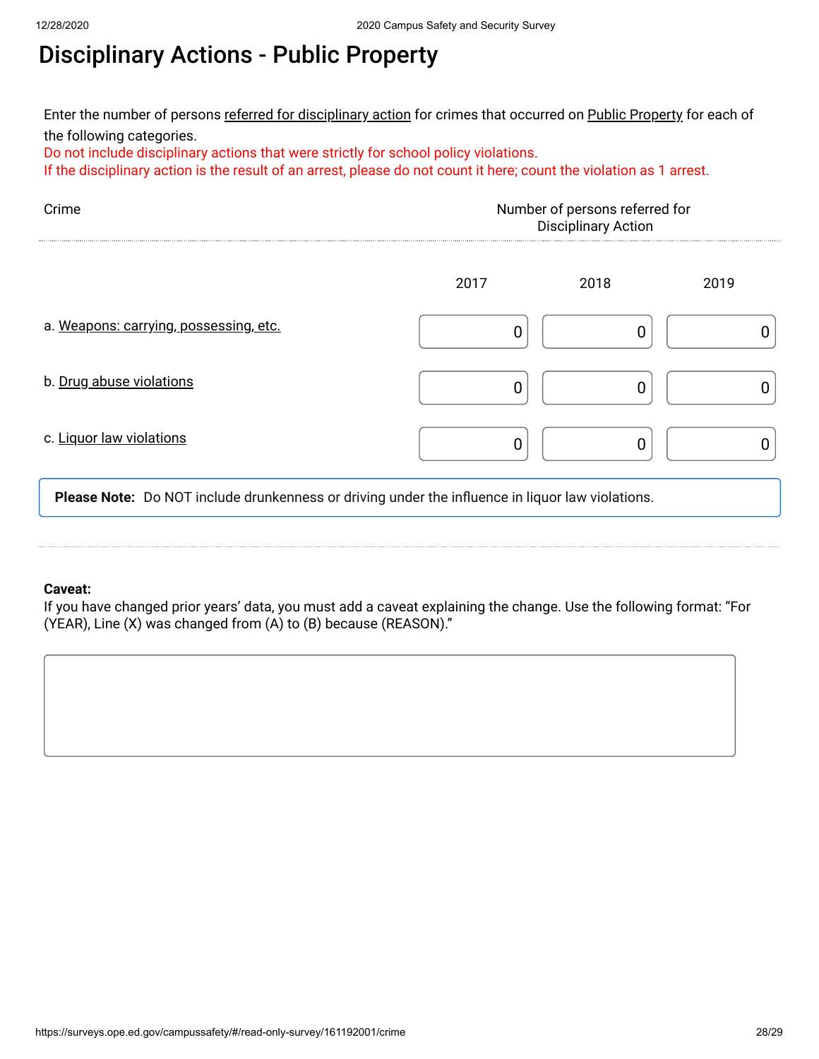# Disciplinary Actions - Public Property

Enter the number of persons referred for disciplinary action for crimes that occurred on Public Property for each of the following categories.

Do not include disciplinary actions that were strictly for school policy violations.

If the disciplinary action is the result of an arrest, please do not count it here; count the violation as 1 arrest.

| Crime | Number of persons referred for Disciplinary Action | | |
|---|---|---|---|
| | 2017 | 2018 | 2019 |
| a. Weapons: carrying, possessing, etc. | 0 | 0 | 0 |
| b. Drug abuse violations | 0 | 0 | 0 |
| c. Liquor law violations | 0 | 0 | 0 |

**Please Note:** Do NOT include drunkenness or driving under the influence in liquor law violations.

**Caveat:**
If you have changed prior years' data, you must add a caveat explaining the change. Use the following format: "For (YEAR), Line (X) was changed from (A) to (B) because (REASON)."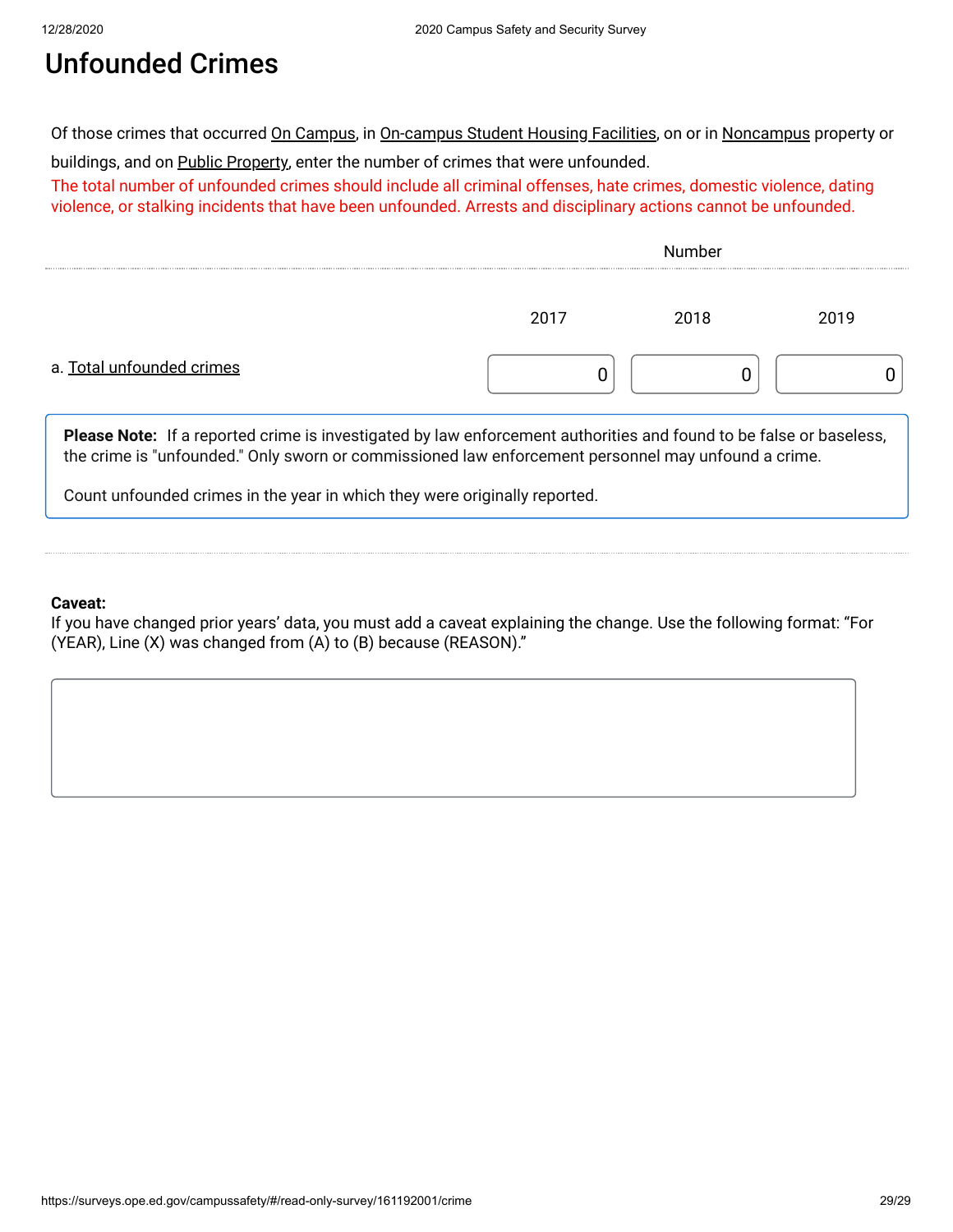# Unfounded Crimes

Of those crimes that occurred On Campus, in On-campus Student Housing Facilities, on or in Noncampus property or buildings, and on Public Property, enter the number of crimes that were unfounded.

The total number of unfounded crimes should include all criminal offenses, hate crimes, domestic violence, dating violence, or stalking incidents that have been unfounded. Arrests and disciplinary actions cannot be unfounded.

| | Number | | |
|---|---|---|---|
| | 2017 | 2018 | 2019 |
| a. Total unfounded crimes | 0 | 0 | 0 |

**Please Note:** If a reported crime is investigated by law enforcement authorities and found to be false or baseless, the crime is "unfounded." Only sworn or commissioned law enforcement personnel may unfound a crime.

Count unfounded crimes in the year in which they were originally reported.

**Caveat:**
If you have changed prior years' data, you must add a caveat explaining the change. Use the following format: "For (YEAR), Line (X) was changed from (A) to (B) because (REASON)."